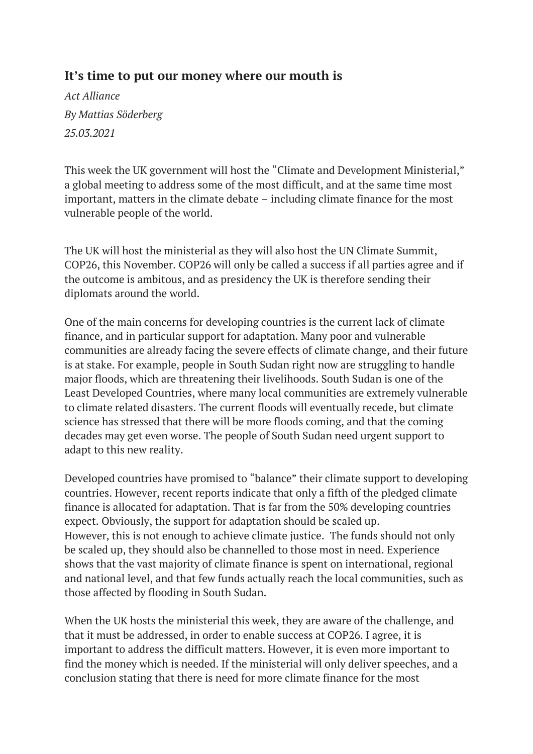## It's time to put our money where our mouth is

*Act Alliance*

*By Mattias Söderberg*

*25.03.2021*

This week the UK government will host the "Climate and Development Ministerial," a global meeting to address some of the most difficult, and at the same time most important, matters in the climate debate – including climate finance for the most vulnerable people of the world.

The UK will host the ministerial as they will also host the UN Climate Summit, COP26, this November. COP26 will only be called a success if all parties agree and if the outcome is ambitous, and as presidency the UK is therefore sending their diplomats around the world.

One of the main concerns for developing countries is the current lack of climate finance, and in particular support for adaptation. Many poor and vulnerable communities are already facing the severe effects of climate change, and their future is at stake. For example, people in South Sudan right now are struggling to handle major floods, which are threatening their livelihoods. South Sudan is one of the Least Developed Countries, where many local communities are extremely vulnerable to climate related disasters. The current floods will eventually recede, but climate science has stressed that there will be more floods coming, and that the coming decades may get even worse. The people of South Sudan need urgent support to adapt to this new reality.

Developed countries have promised to "balance" their climate support to developing countries. However, recent reports indicate that only a fifth of the pledged climate finance is allocated for adaptation. That is far from the 50% developing countries expect. Obviously, the support for adaptation should be scaled up.
However, this is not enough to achieve climate justice. The funds should not only be scaled up, they should also be channelled to those most in need. Experience shows that the vast majority of climate finance is spent on international, regional and national level, and that few funds actually reach the local communities, such as those affected by flooding in South Sudan.

When the UK hosts the ministerial this week, they are aware of the challenge, and that it must be addressed, in order to enable success at COP26. I agree, it is important to address the difficult matters. However, it is even more important to find the money which is needed. If the ministerial will only deliver speeches, and a conclusion stating that there is need for more climate finance for the most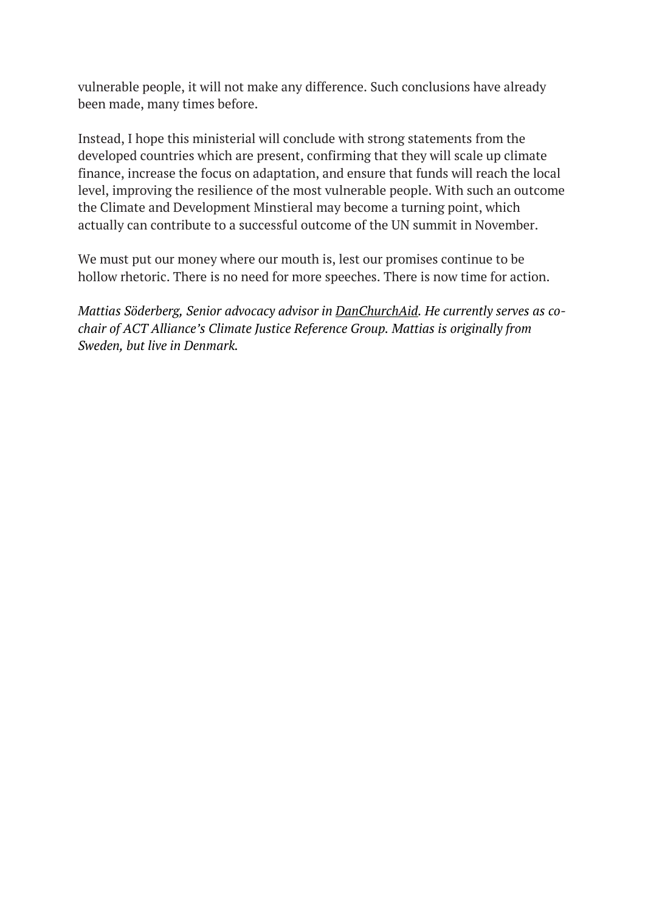vulnerable people, it will not make any difference. Such conclusions have already been made, many times before.

Instead, I hope this ministerial will conclude with strong statements from the developed countries which are present, confirming that they will scale up climate finance, increase the focus on adaptation, and ensure that funds will reach the local level, improving the resilience of the most vulnerable people. With such an outcome the Climate and Development Minstieral may become a turning point, which actually can contribute to a successful outcome of the UN summit in November.

We must put our money where our mouth is, lest our promises continue to be hollow rhetoric. There is no need for more speeches. There is now time for action.

*Mattias Söderberg, Senior advocacy advisor in DanChurchAid. He currently serves as co-chair of ACT Alliance's Climate Justice Reference Group. Mattias is originally from Sweden, but live in Denmark.*